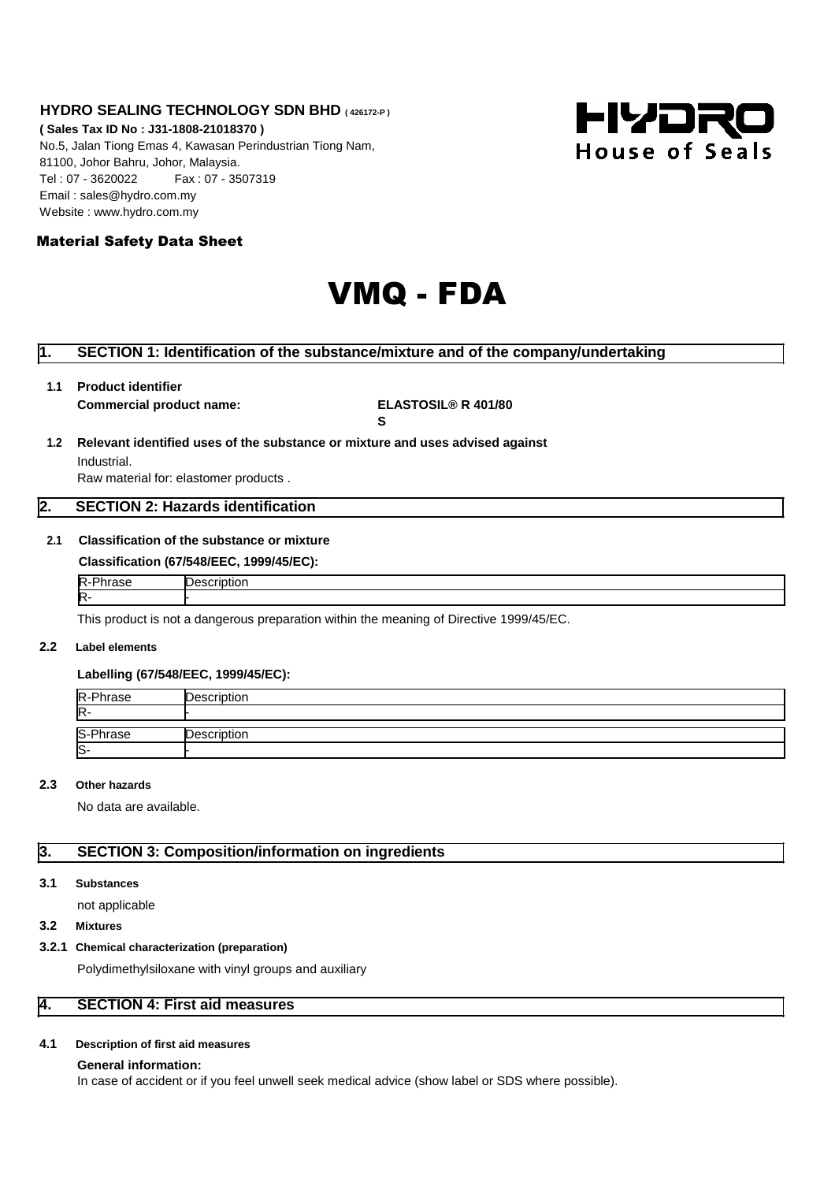**HYDRO SEALING TECHNOLOGY SDN BHD** ( 426172-P )

**( Sales Tax ID No : J31-1808-21018370 )**

No.5, Jalan Tiong Emas 4, Kawasan Perindustrian Tiong Nam,
81100, Johor Bahru, Johor, Malaysia.
Tel : 07 - 3620022 Fax : 07 - 3507319
Email : sales@hydro.com.my
Website : www.hydro.com.my

HYDRO House of Seals

**Material Safety Data Sheet**

# VMQ - FDA

## 1. SECTION 1: Identification of the substance/mixture and of the company/undertaking

**1.1 Product identifier**

**Commercial product name:** **ELASTOSIL® R 401/80 S**

**1.2 Relevant identified uses of the substance or mixture and uses advised against**

Industrial.

Raw material for: elastomer products .

## 2. SECTION 2: Hazards identification

**2.1 Classification of the substance or mixture**

**Classification (67/548/EEC, 1999/45/EC):**

| R-Phrase | Description |
|---|---|
| R- | - |

This product is not a dangerous preparation within the meaning of Directive 1999/45/EC.

**2.2 Label elements**

**Labelling (67/548/EEC, 1999/45/EC):**

| R-Phrase | Description |
|---|---|
| R- | - |

| S-Phrase | Description |
|---|---|
| S- | - |

**2.3 Other hazards**

No data are available.

## 3. SECTION 3: Composition/information on ingredients

**3.1 Substances**

not applicable

**3.2 Mixtures**

**3.2.1 Chemical characterization (preparation)**

Polydimethylsiloxane with vinyl groups and auxiliary

## 4. SECTION 4: First aid measures

**4.1 Description of first aid measures**

**General information:**

In case of accident or if you feel unwell seek medical advice (show label or SDS where possible).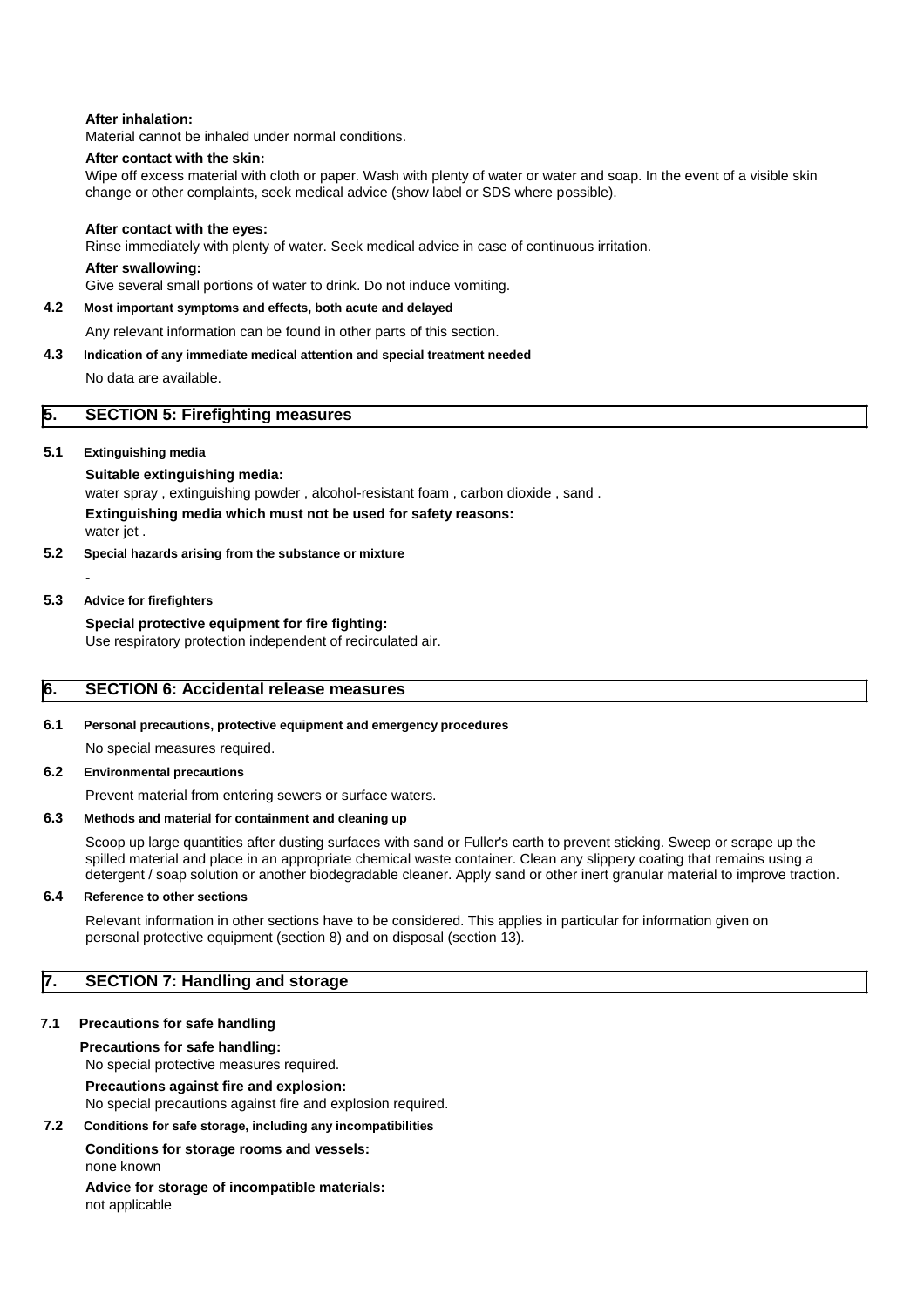**After inhalation:**

Material cannot be inhaled under normal conditions.

**After contact with the skin:**

Wipe off excess material with cloth or paper. Wash with plenty of water or water and soap. In the event of a visible skin change or other complaints, seek medical advice (show label or SDS where possible).

**After contact with the eyes:**

Rinse immediately with plenty of water. Seek medical advice in case of continuous irritation.

**After swallowing:**

Give several small portions of water to drink. Do not induce vomiting.

### 4.2 Most important symptoms and effects, both acute and delayed

Any relevant information can be found in other parts of this section.

### 4.3 Indication of any immediate medical attention and special treatment needed

No data are available.

## 5. SECTION 5: Firefighting measures

### 5.1 Extinguishing media

**Suitable extinguishing media:**

water spray , extinguishing powder , alcohol-resistant foam , carbon dioxide , sand .

**Extinguishing media which must not be used for safety reasons:**

water jet .

### 5.2 Special hazards arising from the substance or mixture

-

### 5.3 Advice for firefighters

**Special protective equipment for fire fighting:**

Use respiratory protection independent of recirculated air.

## 6. SECTION 6: Accidental release measures

### 6.1 Personal precautions, protective equipment and emergency procedures

No special measures required.

### 6.2 Environmental precautions

Prevent material from entering sewers or surface waters.

### 6.3 Methods and material for containment and cleaning up

Scoop up large quantities after dusting surfaces with sand or Fuller's earth to prevent sticking. Sweep or scrape up the spilled material and place in an appropriate chemical waste container. Clean any slippery coating that remains using a detergent / soap solution or another biodegradable cleaner. Apply sand or other inert granular material to improve traction.

### 6.4 Reference to other sections

Relevant information in other sections have to be considered. This applies in particular for information given on personal protective equipment (section 8) and on disposal (section 13).

## 7. SECTION 7: Handling and storage

### 7.1 Precautions for safe handling

**Precautions for safe handling:**

No special protective measures required.

**Precautions against fire and explosion:**

No special precautions against fire and explosion required.

### 7.2 Conditions for safe storage, including any incompatibilities

**Conditions for storage rooms and vessels:**

none known

**Advice for storage of incompatible materials:**

not applicable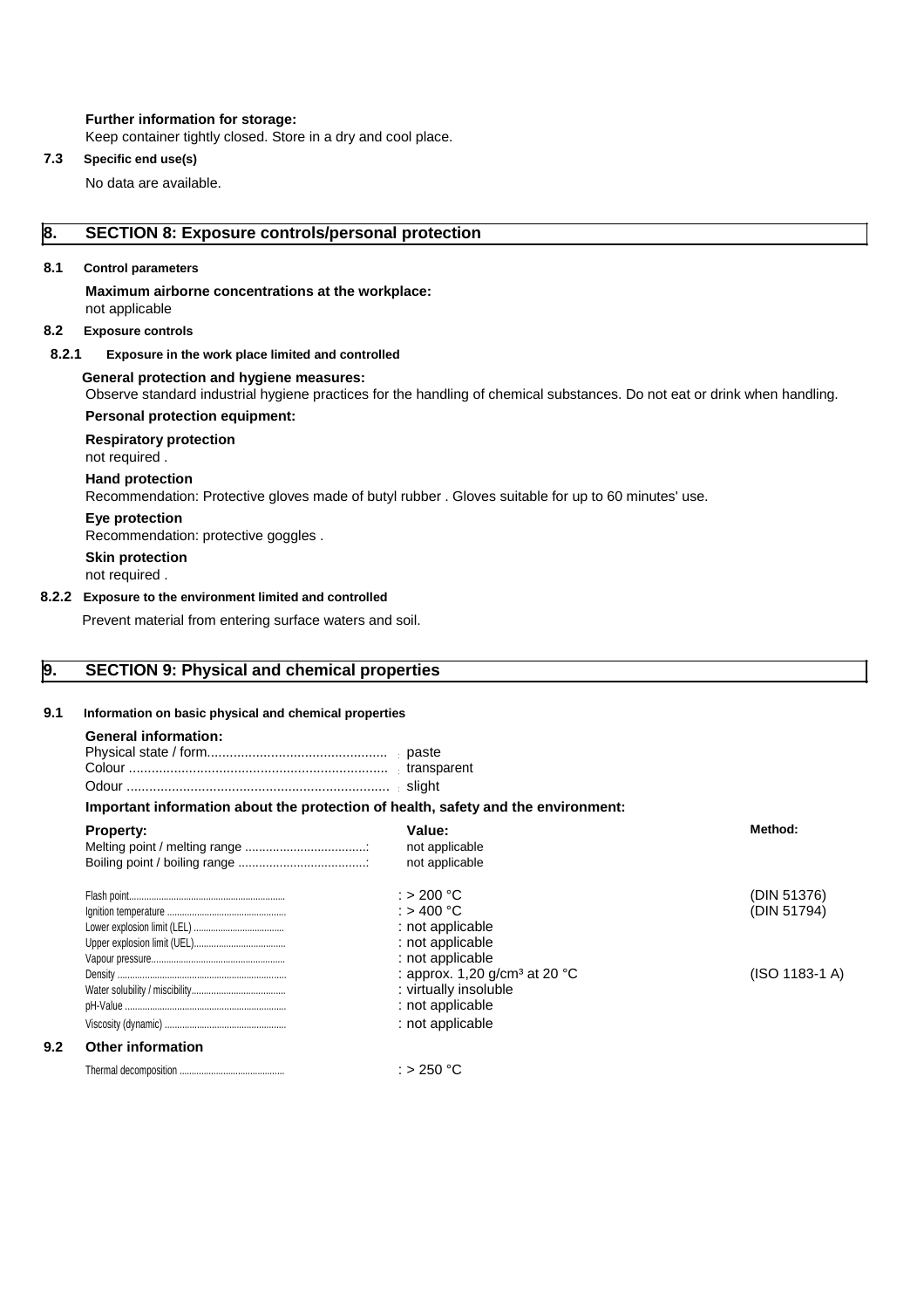**Further information for storage:**
Keep container tightly closed. Store in a dry and cool place.

**7.3 Specific end use(s)**

No data are available.

## 8. SECTION 8: Exposure controls/personal protection

### 8.1 Control parameters

**Maximum airborne concentrations at the workplace:**
not applicable

### 8.2 Exposure controls

#### 8.2.1 Exposure in the work place limited and controlled

**General protection and hygiene measures:**
Observe standard industrial hygiene practices for the handling of chemical substances. Do not eat or drink when handling.

**Personal protection equipment:**

**Respiratory protection**
not required .

**Hand protection**
Recommendation: Protective gloves made of butyl rubber . Gloves suitable for up to 60 minutes' use.

**Eye protection**
Recommendation: protective goggles .

**Skin protection**
not required .

#### 8.2.2 Exposure to the environment limited and controlled

Prevent material from entering surface waters and soil.

## 9. SECTION 9: Physical and chemical properties

### 9.1 Information on basic physical and chemical properties

**General information:**

Physical state / form................................................ : paste
Colour ..................................................................... : transparent
Odour ....................................................................... : slight

**Important information about the protection of health, safety and the environment:**

| Property: | Value: | Method: |
|---|---|---|
| Melting point / melting range | not applicable | |
| Boiling point / boiling range | not applicable | |
| Flash point | > 200 °C | (DIN 51376) |
| Ignition temperature | > 400 °C | (DIN 51794) |
| Lower explosion limit (LEL) | not applicable | |
| Upper explosion limit (UEL) | not applicable | |
| Vapour pressure | not applicable | |
| Density | approx. 1,20 g/cm³ at 20 °C | (ISO 1183-1 A) |
| Water solubility / miscibility | virtually insoluble | |
| pH-Value | not applicable | |
| Viscosity (dynamic) | not applicable | |

### 9.2 Other information

Thermal decomposition .......................................... : > 250 °C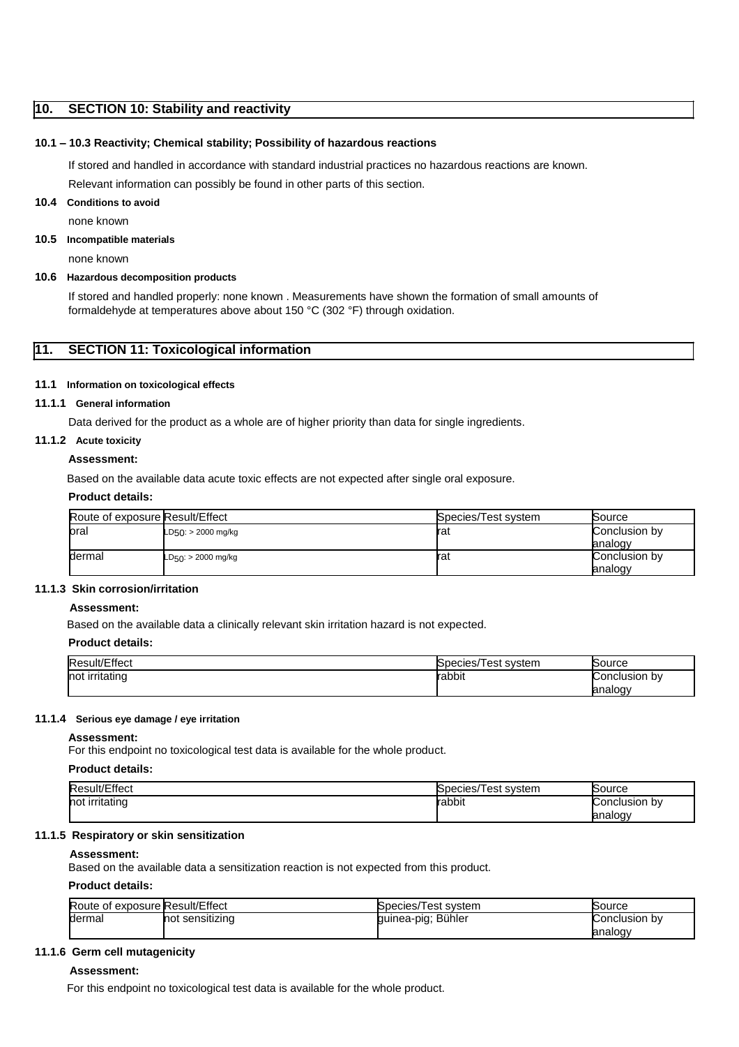## 10. SECTION 10: Stability and reactivity

### 10.1 – 10.3 Reactivity; Chemical stability; Possibility of hazardous reactions

If stored and handled in accordance with standard industrial practices no hazardous reactions are known.

Relevant information can possibly be found in other parts of this section.

### 10.4 Conditions to avoid

none known

### 10.5 Incompatible materials

none known

### 10.6 Hazardous decomposition products

If stored and handled properly: none known . Measurements have shown the formation of small amounts of formaldehyde at temperatures above about 150 °C (302 °F) through oxidation.

## 11. SECTION 11: Toxicological information

### 11.1 Information on toxicological effects

#### 11.1.1 General information

Data derived for the product as a whole are of higher priority than data for single ingredients.

#### 11.1.2 Acute toxicity

**Assessment:**

Based on the available data acute toxic effects are not expected after single oral exposure.

**Product details:**

| Route of exposure | Result/Effect | Species/Test system | Source |
|---|---|---|---|
| oral | $LD_{50}$: > 2000 mg/kg | rat | Conclusion by analogy |
| dermal | $LD_{50}$: > 2000 mg/kg | rat | Conclusion by analogy |

#### 11.1.3 Skin corrosion/irritation

**Assessment:**

Based on the available data a clinically relevant skin irritation hazard is not expected.

**Product details:**

| Result/Effect | Species/Test system | Source |
|---|---|---|
| not irritating | rabbit | Conclusion by analogy |

#### 11.1.4 Serious eye damage / eye irritation

**Assessment:**

For this endpoint no toxicological test data is available for the whole product.

**Product details:**

| Result/Effect | Species/Test system | Source |
|---|---|---|
| not irritating | rabbit | Conclusion by analogy |

#### 11.1.5 Respiratory or skin sensitization

**Assessment:**

Based on the available data a sensitization reaction is not expected from this product.

**Product details:**

| Route of exposure | Result/Effect | Species/Test system | Source |
|---|---|---|---|
| dermal | not sensitizing | guinea-pig; Bühler | Conclusion by analogy |

#### 11.1.6 Germ cell mutagenicity

**Assessment:**

For this endpoint no toxicological test data is available for the whole product.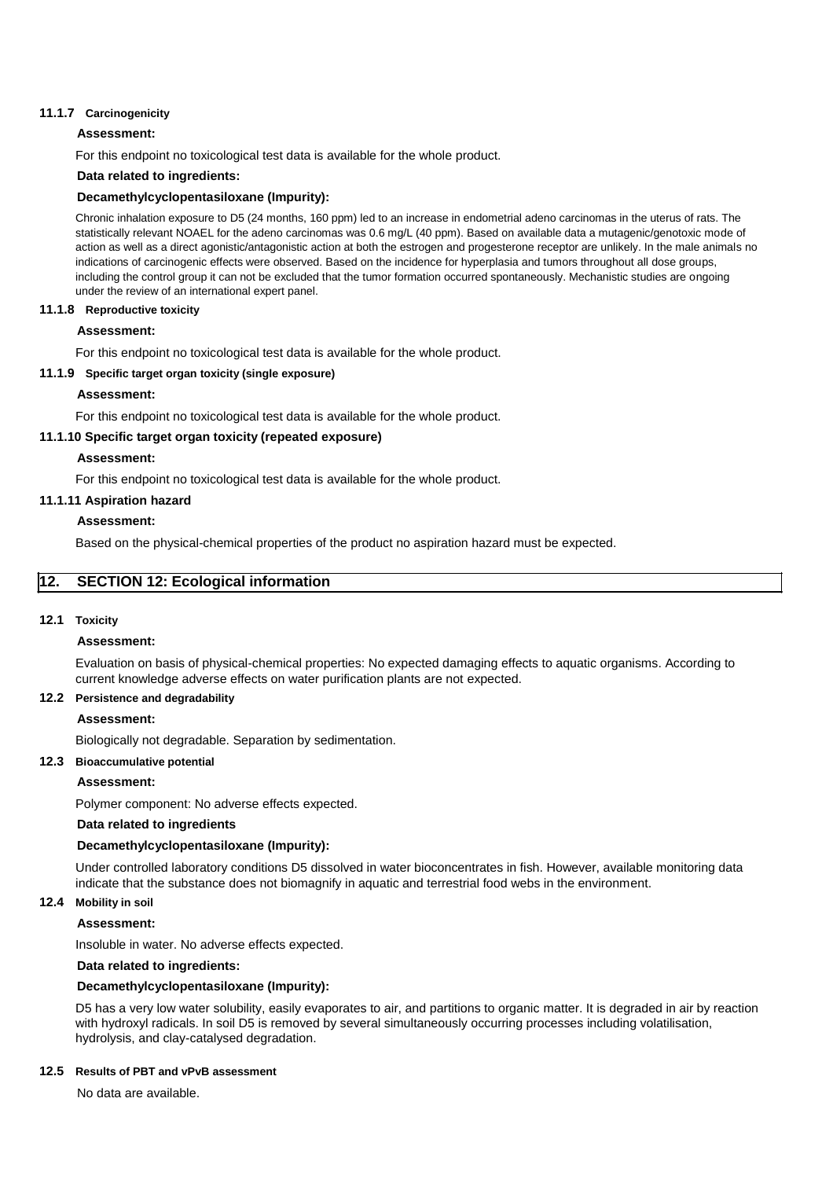#### 11.1.7 Carcinogenicity

**Assessment:**

For this endpoint no toxicological test data is available for the whole product.

**Data related to ingredients:**

**Decamethylcyclopentasiloxane (Impurity):**

Chronic inhalation exposure to D5 (24 months, 160 ppm) led to an increase in endometrial adeno carcinomas in the uterus of rats. The statistically relevant NOAEL for the adeno carcinomas was 0.6 mg/L (40 ppm). Based on available data a mutagenic/genotoxic mode of action as well as a direct agonistic/antagonistic action at both the estrogen and progesterone receptor are unlikely. In the male animals no indications of carcinogenic effects were observed. Based on the incidence for hyperplasia and tumors throughout all dose groups, including the control group it can not be excluded that the tumor formation occurred spontaneously. Mechanistic studies are ongoing under the review of an international expert panel.

#### 11.1.8 Reproductive toxicity

**Assessment:**

For this endpoint no toxicological test data is available for the whole product.

#### 11.1.9 Specific target organ toxicity (single exposure)

**Assessment:**

For this endpoint no toxicological test data is available for the whole product.

#### 11.1.10 Specific target organ toxicity (repeated exposure)

**Assessment:**

For this endpoint no toxicological test data is available for the whole product.

#### 11.1.11 Aspiration hazard

**Assessment:**

Based on the physical-chemical properties of the product no aspiration hazard must be expected.

## 12. SECTION 12: Ecological information

### 12.1 Toxicity

**Assessment:**

Evaluation on basis of physical-chemical properties: No expected damaging effects to aquatic organisms. According to current knowledge adverse effects on water purification plants are not expected.

### 12.2 Persistence and degradability

**Assessment:**

Biologically not degradable. Separation by sedimentation.

### 12.3 Bioaccumulative potential

**Assessment:**

Polymer component: No adverse effects expected.

**Data related to ingredients**

**Decamethylcyclopentasiloxane (Impurity):**

Under controlled laboratory conditions D5 dissolved in water bioconcentrates in fish. However, available monitoring data indicate that the substance does not biomagnify in aquatic and terrestrial food webs in the environment.

### 12.4 Mobility in soil

**Assessment:**

Insoluble in water. No adverse effects expected.

**Data related to ingredients:**

**Decamethylcyclopentasiloxane (Impurity):**

D5 has a very low water solubility, easily evaporates to air, and partitions to organic matter. It is degraded in air by reaction with hydroxyl radicals. In soil D5 is removed by several simultaneously occurring processes including volatilisation, hydrolysis, and clay-catalysed degradation.

### 12.5 Results of PBT and vPvB assessment

No data are available.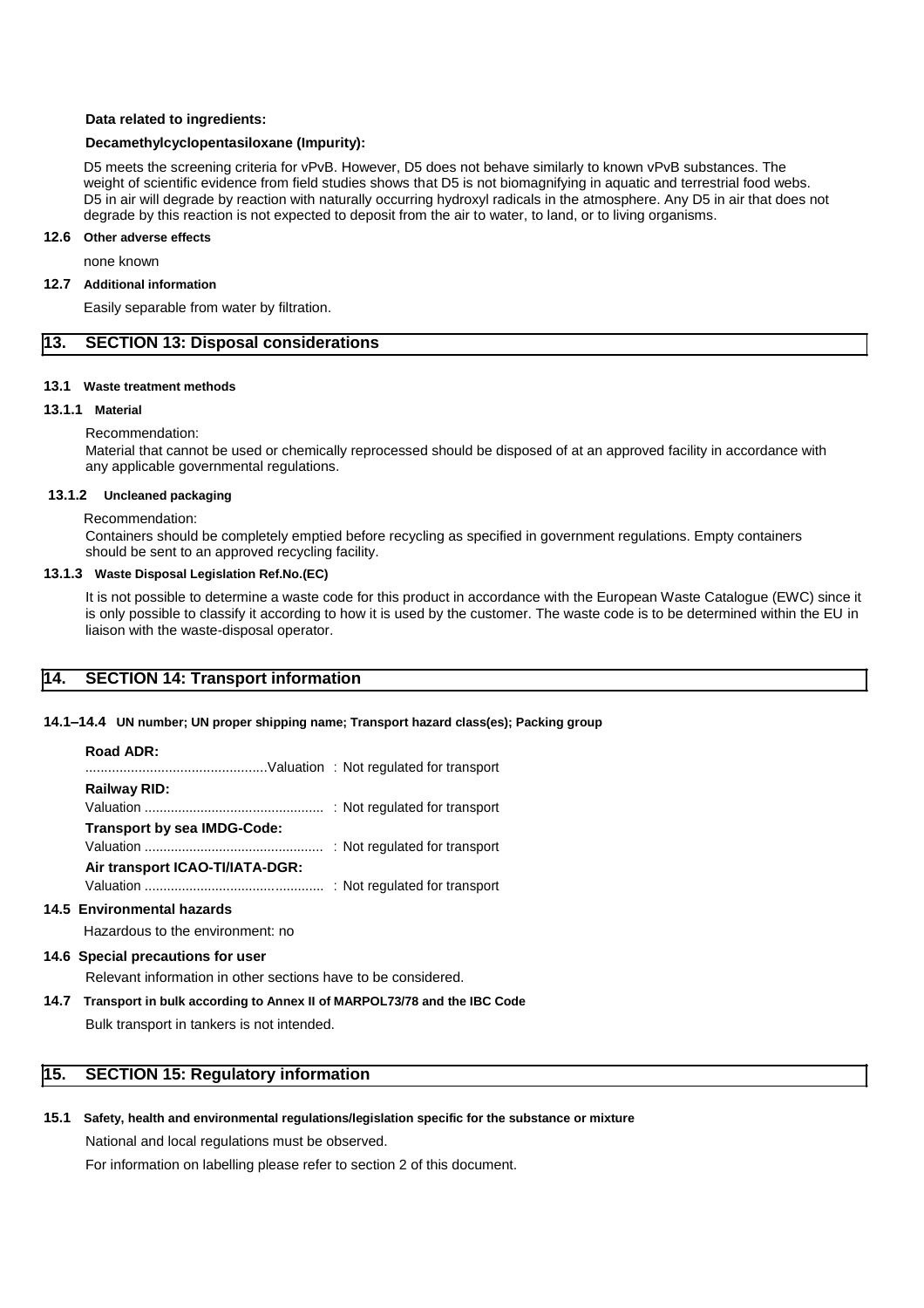**Data related to ingredients:**

**Decamethylcyclopentasiloxane (Impurity):**

D5 meets the screening criteria for vPvB. However, D5 does not behave similarly to known vPvB substances. The weight of scientific evidence from field studies shows that D5 is not biomagnifying in aquatic and terrestrial food webs. D5 in air will degrade by reaction with naturally occurring hydroxyl radicals in the atmosphere. Any D5 in air that does not degrade by this reaction is not expected to deposit from the air to water, to land, or to living organisms.

**12.6 Other adverse effects**

none known

**12.7 Additional information**

Easily separable from water by filtration.

## 13. SECTION 13: Disposal considerations

**13.1 Waste treatment methods**

**13.1.1 Material**

Recommendation:
Material that cannot be used or chemically reprocessed should be disposed of at an approved facility in accordance with any applicable governmental regulations.

**13.1.2 Uncleaned packaging**

Recommendation:
Containers should be completely emptied before recycling as specified in government regulations. Empty containers should be sent to an approved recycling facility.

**13.1.3 Waste Disposal Legislation Ref.No.(EC)**

It is not possible to determine a waste code for this product in accordance with the European Waste Catalogue (EWC) since it is only possible to classify it according to how it is used by the customer. The waste code is to be determined within the EU in liaison with the waste-disposal operator.

## 14. SECTION 14: Transport information

**14.1–14.4 UN number; UN proper shipping name; Transport hazard class(es); Packing group**

**Road ADR:**
................................................Valuation : Not regulated for transport

**Railway RID:**
Valuation ................................................ : Not regulated for transport

**Transport by sea IMDG-Code:**
Valuation ................................................ : Not regulated for transport

**Air transport ICAO-TI/IATA-DGR:**
Valuation ................................................ : Not regulated for transport

**14.5 Environmental hazards**

Hazardous to the environment: no

**14.6 Special precautions for user**

Relevant information in other sections have to be considered.

**14.7 Transport in bulk according to Annex II of MARPOL73/78 and the IBC Code**

Bulk transport in tankers is not intended.

## 15. SECTION 15: Regulatory information

**15.1 Safety, health and environmental regulations/legislation specific for the substance or mixture**

National and local regulations must be observed.

For information on labelling please refer to section 2 of this document.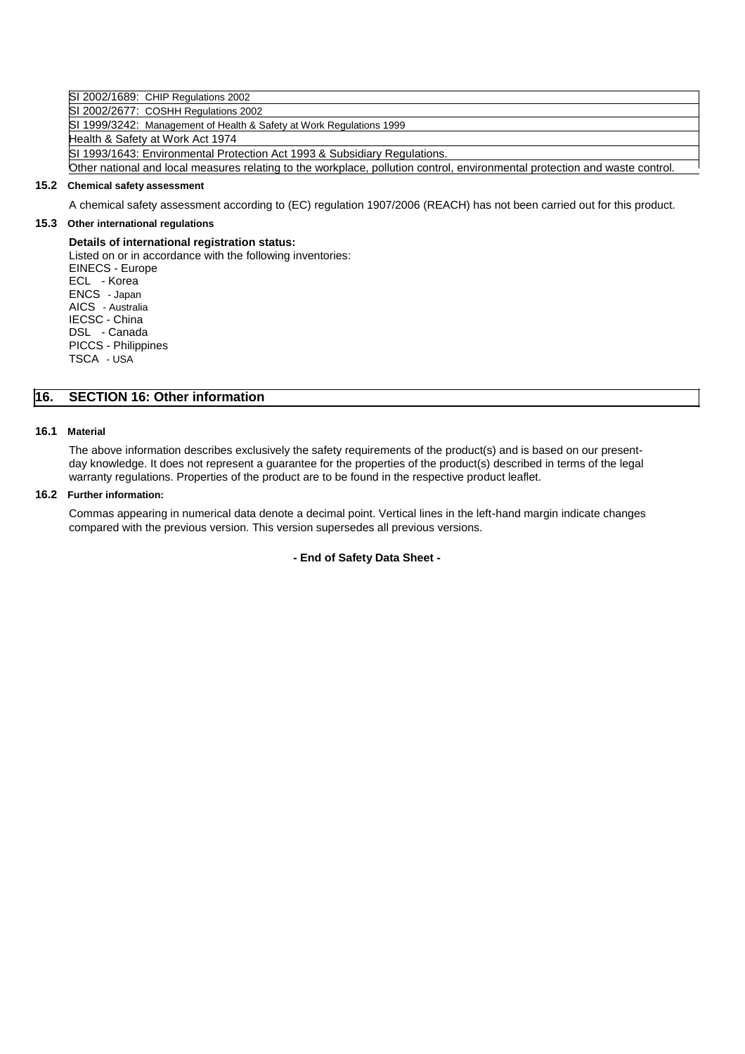| SI 2002/1689: CHIP Regulations 2002 |
|---|
| SI 2002/2677: COSHH Regulations 2002 |
| SI 1999/3242: Management of Health & Safety at Work Regulations 1999 |
| Health & Safety at Work Act 1974 |
| SI 1993/1643: Environmental Protection Act 1993 & Subsidiary Regulations. |
| Other national and local measures relating to the workplace, pollution control, environmental protection and waste control. |

**15.2 Chemical safety assessment**

A chemical safety assessment according to (EC) regulation 1907/2006 (REACH) has not been carried out for this product.

**15.3 Other international regulations**

**Details of international registration status:**

Listed on or in accordance with the following inventories:
EINECS - Europe
ECL - Korea
ENCS - Japan
AICS - Australia
IECSC - China
DSL - Canada
PICCS - Philippines
TSCA - USA

## 16. SECTION 16: Other information

**16.1 Material**

The above information describes exclusively the safety requirements of the product(s) and is based on our present-day knowledge. It does not represent a guarantee for the properties of the product(s) described in terms of the legal warranty regulations. Properties of the product are to be found in the respective product leaflet.

**16.2 Further information:**

Commas appearing in numerical data denote a decimal point. Vertical lines in the left-hand margin indicate changes compared with the previous version. This version supersedes all previous versions.

**- End of Safety Data Sheet -**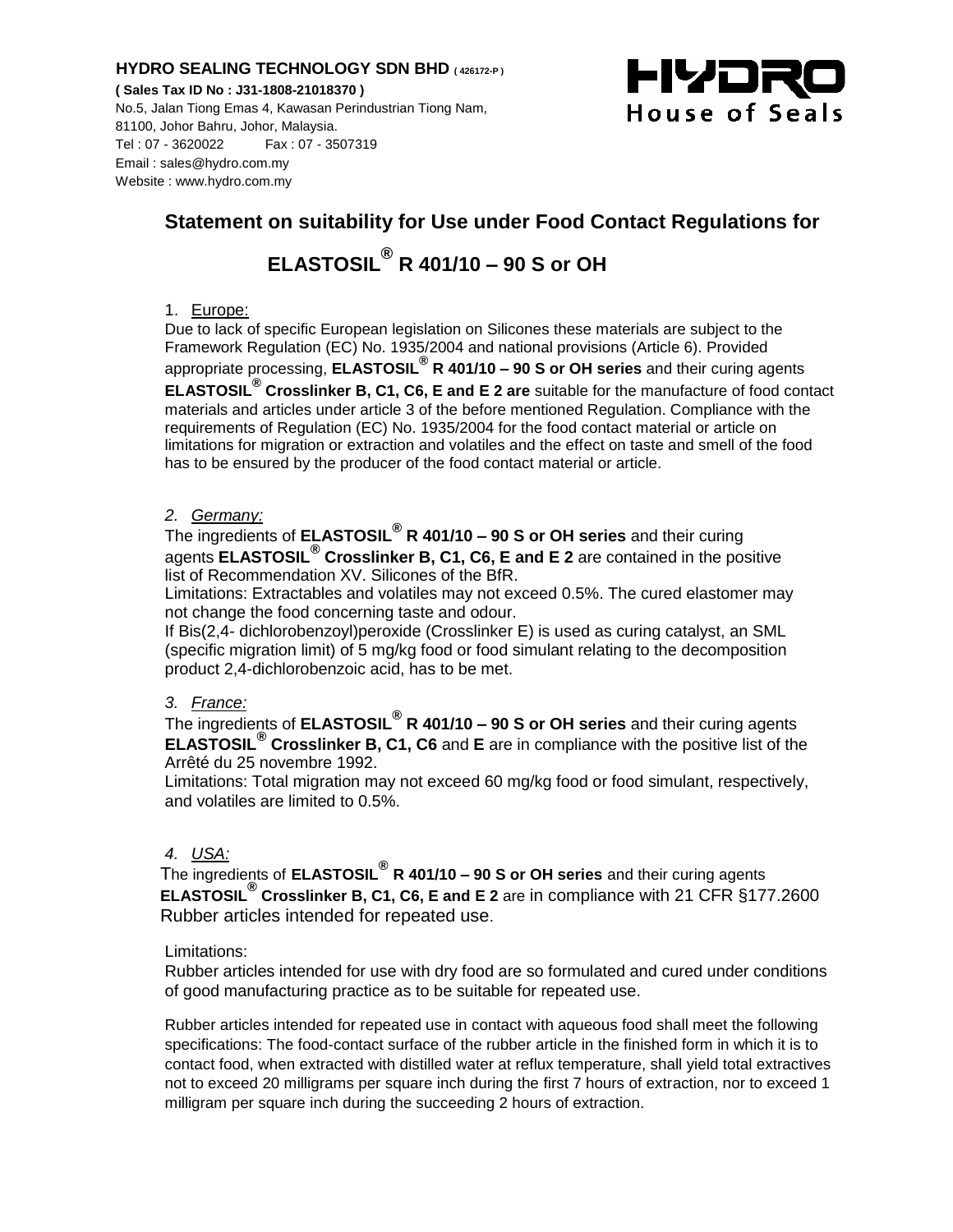**HYDRO SEALING TECHNOLOGY SDN BHD** ( 426172-P )

**( Sales Tax ID No : J31-1808-21018370 )**
No.5, Jalan Tiong Emas 4, Kawasan Perindustrian Tiong Nam,
81100, Johor Bahru, Johor, Malaysia.
Tel : 07 - 3620022 Fax : 07 - 3507319
Email : sales@hydro.com.my
Website : www.hydro.com.my

HYDRO
House of Seals

# Statement on suitability for Use under Food Contact Regulations for ELASTOSIL® R 401/10 – 90 S or OH

1. Europe:

Due to lack of specific European legislation on Silicones these materials are subject to the Framework Regulation (EC) No. 1935/2004 and national provisions (Article 6). Provided appropriate processing, **ELASTOSIL® R 401/10 – 90 S or OH series** and their curing agents **ELASTOSIL® Crosslinker B, C1, C6, E and E 2 are** suitable for the manufacture of food contact materials and articles under article 3 of the before mentioned Regulation. Compliance with the requirements of Regulation (EC) No. 1935/2004 for the food contact material or article on limitations for migration or extraction and volatiles and the effect on taste and smell of the food has to be ensured by the producer of the food contact material or article.

2. *Germany:*

The ingredients of **ELASTOSIL® R 401/10 – 90 S or OH series** and their curing agents **ELASTOSIL® Crosslinker B, C1, C6, E and E 2** are contained in the positive list of Recommendation XV. Silicones of the BfR.
Limitations: Extractables and volatiles may not exceed 0.5%. The cured elastomer may not change the food concerning taste and odour.
If Bis(2,4- dichlorobenzoyl)peroxide (Crosslinker E) is used as curing catalyst, an SML (specific migration limit) of 5 mg/kg food or food simulant relating to the decomposition product 2,4-dichlorobenzoic acid, has to be met.

3. *France:*

The ingredients of **ELASTOSIL® R 401/10 – 90 S or OH series** and their curing agents **ELASTOSIL® Crosslinker B, C1, C6** and **E** are in compliance with the positive list of the Arrêté du 25 novembre 1992.
Limitations: Total migration may not exceed 60 mg/kg food or food simulant, respectively, and volatiles are limited to 0.5%.

4. *USA:*

The ingredients of **ELASTOSIL® R 401/10 – 90 S or OH series** and their curing agents **ELASTOSIL® Crosslinker B, C1, C6, E and E 2** are in compliance with 21 CFR §177.2600 Rubber articles intended for repeated use.

Limitations:
Rubber articles intended for use with dry food are so formulated and cured under conditions of good manufacturing practice as to be suitable for repeated use.

Rubber articles intended for repeated use in contact with aqueous food shall meet the following specifications: The food-contact surface of the rubber article in the finished form in which it is to contact food, when extracted with distilled water at reflux temperature, shall yield total extractives not to exceed 20 milligrams per square inch during the first 7 hours of extraction, nor to exceed 1 milligram per square inch during the succeeding 2 hours of extraction.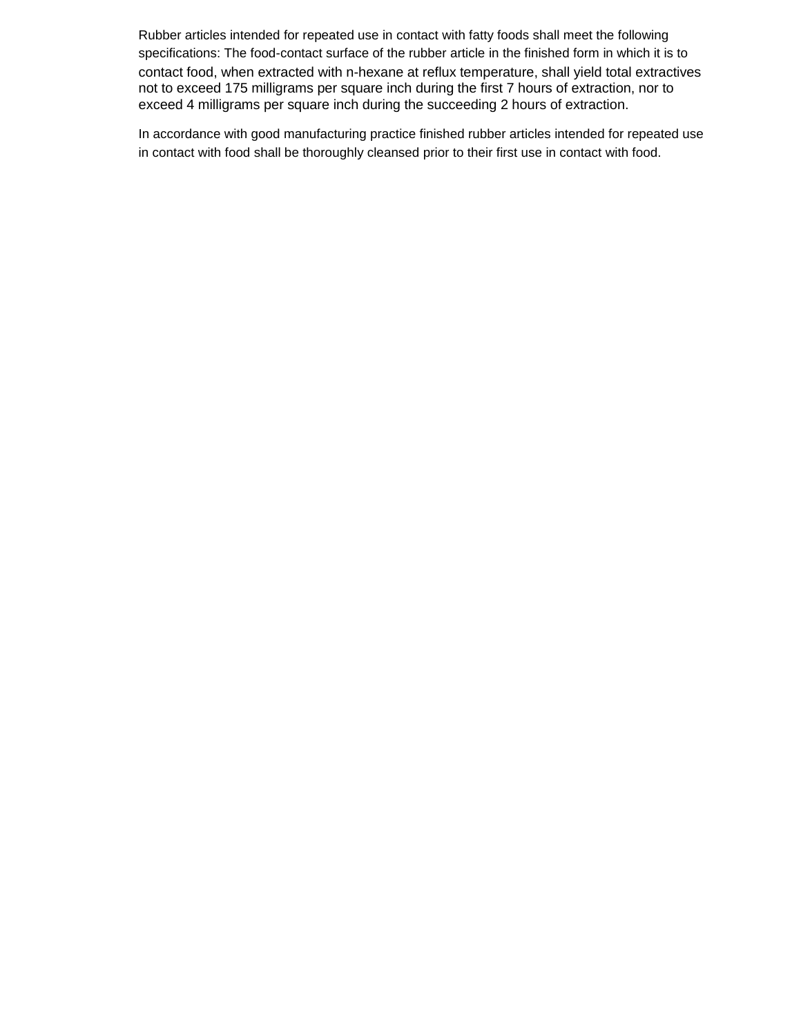Rubber articles intended for repeated use in contact with fatty foods shall meet the following specifications: The food-contact surface of the rubber article in the finished form in which it is to contact food, when extracted with n-hexane at reflux temperature, shall yield total extractives not to exceed 175 milligrams per square inch during the first 7 hours of extraction, nor to exceed 4 milligrams per square inch during the succeeding 2 hours of extraction.

In accordance with good manufacturing practice finished rubber articles intended for repeated use in contact with food shall be thoroughly cleansed prior to their first use in contact with food.